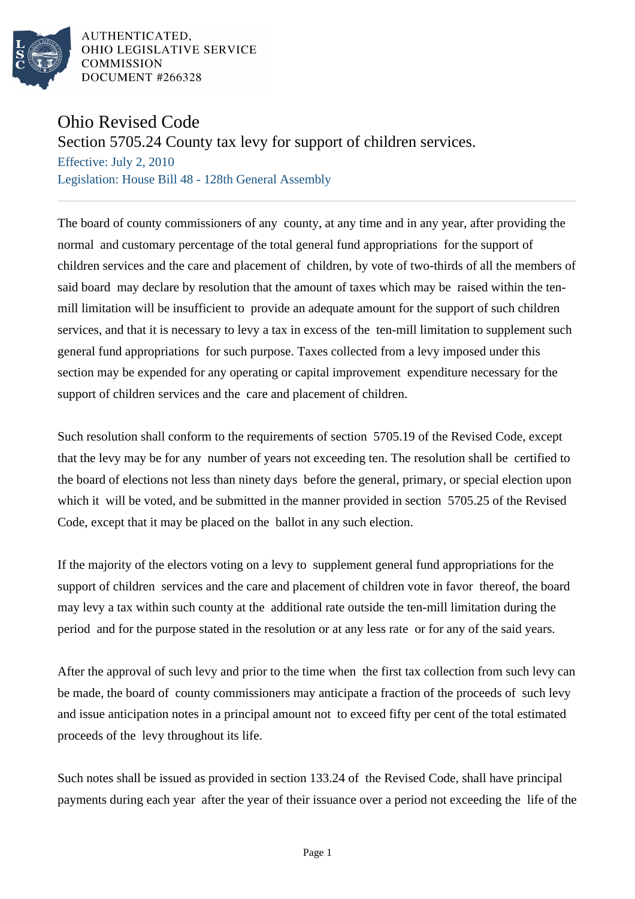AUTHENTICATED,
OHIO LEGISLATIVE SERVICE
COMMISSION
DOCUMENT #266328

# Ohio Revised Code

## Section 5705.24 County tax levy for support of children services.

Effective: July 2, 2010

Legislation: House Bill 48 - 128th General Assembly

The board of county commissioners of any county, at any time and in any year, after providing the normal and customary percentage of the total general fund appropriations for the support of children services and the care and placement of children, by vote of two-thirds of all the members of said board may declare by resolution that the amount of taxes which may be raised within the ten-mill limitation will be insufficient to provide an adequate amount for the support of such children services, and that it is necessary to levy a tax in excess of the ten-mill limitation to supplement such general fund appropriations for such purpose. Taxes collected from a levy imposed under this section may be expended for any operating or capital improvement expenditure necessary for the support of children services and the care and placement of children.

Such resolution shall conform to the requirements of section 5705.19 of the Revised Code, except that the levy may be for any number of years not exceeding ten. The resolution shall be certified to the board of elections not less than ninety days before the general, primary, or special election upon which it will be voted, and be submitted in the manner provided in section 5705.25 of the Revised Code, except that it may be placed on the ballot in any such election.

If the majority of the electors voting on a levy to supplement general fund appropriations for the support of children services and the care and placement of children vote in favor thereof, the board may levy a tax within such county at the additional rate outside the ten-mill limitation during the period and for the purpose stated in the resolution or at any less rate or for any of the said years.

After the approval of such levy and prior to the time when the first tax collection from such levy can be made, the board of county commissioners may anticipate a fraction of the proceeds of such levy and issue anticipation notes in a principal amount not to exceed fifty per cent of the total estimated proceeds of the levy throughout its life.

Such notes shall be issued as provided in section 133.24 of the Revised Code, shall have principal payments during each year after the year of their issuance over a period not exceeding the life of the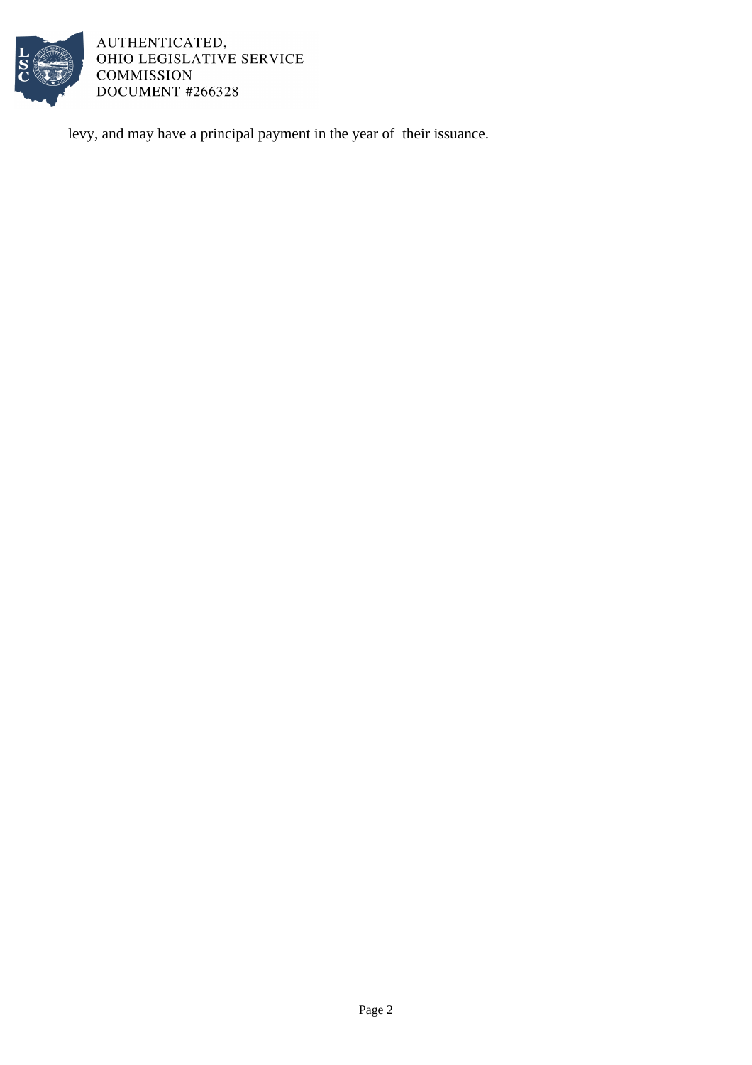levy, and may have a principal payment in the year of their issuance.